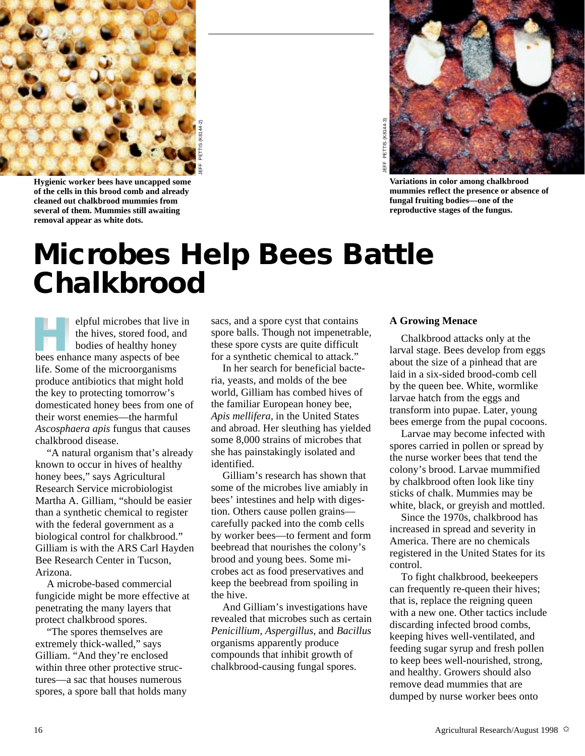Hygienic worker bees have uncapped some of the cells in this brood comb and already cleaned out chalkbrood mummies from several of them. Mummies still awaiting removal appear as white dots.

Variations in color among chalkbrood mummies reflect the presence or absence of fungal fruiting bodies—one of the reproductive stages of the fungus.

# Microbes Help Bees Battle Chalkbrood

Helpful microbes that live in the hives, stored food, and bodies of healthy honey bees enhance many aspects of bee life. Some of the microorganisms produce antibiotics that might hold the key to protecting tomorrow's domesticated honey bees from one of their worst enemies—the harmful *Ascosphaera apis* fungus that causes chalkbrood disease.

"A natural organism that's already known to occur in hives of healthy honey bees," says Agricultural Research Service microbiologist Martha A. Gilliam, "should be easier than a synthetic chemical to register with the federal government as a biological control for chalkbrood." Gilliam is with the ARS Carl Hayden Bee Research Center in Tucson, Arizona.

A microbe-based commercial fungicide might be more effective at penetrating the many layers that protect chalkbrood spores.

"The spores themselves are extremely thick-walled," says Gilliam. "And they're enclosed within three other protective structures—a sac that houses numerous spores, a spore ball that holds many sacs, and a spore cyst that contains spore balls. Though not impenetrable, these spore cysts are quite difficult for a synthetic chemical to attack."

In her search for beneficial bacteria, yeasts, and molds of the bee world, Gilliam has combed hives of the familiar European honey bee, *Apis mellifera,* in the United States and abroad. Her sleuthing has yielded some 8,000 strains of microbes that she has painstakingly isolated and identified.

Gilliam's research has shown that some of the microbes live amiably in bees' intestines and help with digestion. Others cause pollen grains—carefully packed into the comb cells by worker bees—to ferment and form beebread that nourishes the colony's brood and young bees. Some microbes act as food preservatives and keep the beebread from spoiling in the hive.

And Gilliam's investigations have revealed that microbes such as certain *Penicillium, Aspergillus,* and *Bacillus* organisms apparently produce compounds that inhibit growth of chalkbrood-causing fungal spores.

### A Growing Menace

Chalkbrood attacks only at the larval stage. Bees develop from eggs about the size of a pinhead that are laid in a six-sided brood-comb cell by the queen bee. White, wormlike larvae hatch from the eggs and transform into pupae. Later, young bees emerge from the pupal cocoons.

Larvae may become infected with spores carried in pollen or spread by the nurse worker bees that tend the colony's brood. Larvae mummified by chalkbrood often look like tiny sticks of chalk. Mummies may be white, black, or greyish and mottled.

Since the 1970s, chalkbrood has increased in spread and severity in America. There are no chemicals registered in the United States for its control.

To fight chalkbrood, beekeepers can frequently re-queen their hives; that is, replace the reigning queen with a new one. Other tactics include discarding infected brood combs, keeping hives well-ventilated, and feeding sugar syrup and fresh pollen to keep bees well-nourished, strong, and healthy. Growers should also remove dead mummies that are dumped by nurse worker bees onto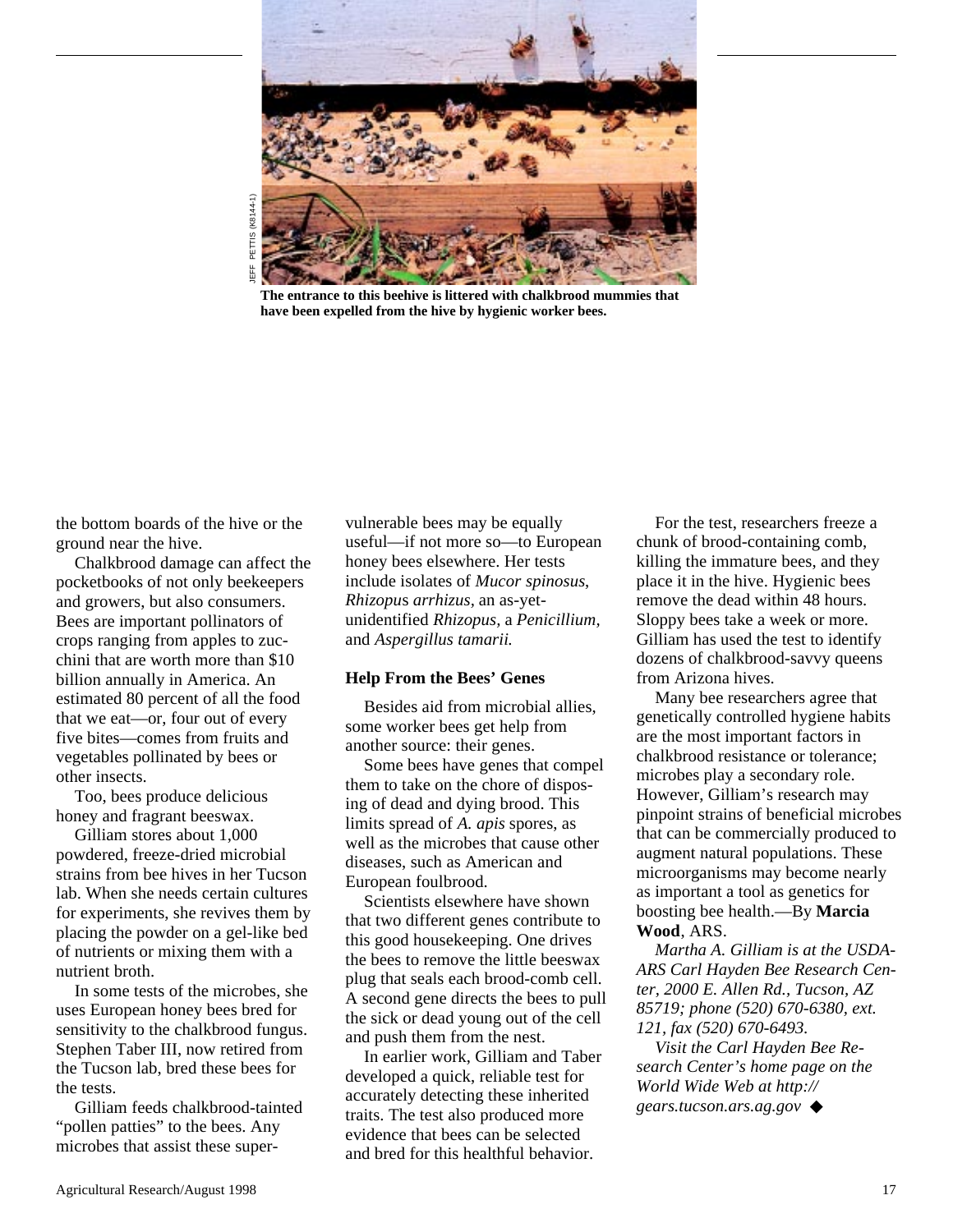The entrance to this beehive is littered with chalkbrood mummies that have been expelled from the hive by hygienic worker bees.

the bottom boards of the hive or the ground near the hive.

Chalkbrood damage can affect the pocketbooks of not only beekeepers and growers, but also consumers. Bees are important pollinators of crops ranging from apples to zucchini that are worth more than $10 billion annually in America. An estimated 80 percent of all the food that we eat—or, four out of every five bites—comes from fruits and vegetables pollinated by bees or other insects.

Too, bees produce delicious honey and fragrant beeswax.

Gilliam stores about 1,000 powdered, freeze-dried microbial strains from bee hives in her Tucson lab. When she needs certain cultures for experiments, she revives them by placing the powder on a gel-like bed of nutrients or mixing them with a nutrient broth.

In some tests of the microbes, she uses European honey bees bred for sensitivity to the chalkbrood fungus. Stephen Taber III, now retired from the Tucson lab, bred these bees for the tests.

Gilliam feeds chalkbrood-tainted "pollen patties" to the bees. Any microbes that assist these super-vulnerable bees may be equally useful—if not more so—to European honey bees elsewhere. Her tests include isolates of *Mucor spinosus*, *Rhizopus arrhizus*, an as-yet-unidentified *Rhizopus*, a *Penicillium*, and *Aspergillus tamarii.*

### Help From the Bees' Genes

Besides aid from microbial allies, some worker bees get help from another source: their genes.

Some bees have genes that compel them to take on the chore of disposing of dead and dying brood. This limits spread of *A. apis* spores, as well as the microbes that cause other diseases, such as American and European foulbrood.

Scientists elsewhere have shown that two different genes contribute to this good housekeeping. One drives the bees to remove the little beeswax plug that seals each brood-comb cell. A second gene directs the bees to pull the sick or dead young out of the cell and push them from the nest.

In earlier work, Gilliam and Taber developed a quick, reliable test for accurately detecting these inherited traits. The test also produced more evidence that bees can be selected and bred for this healthful behavior.

For the test, researchers freeze a chunk of brood-containing comb, killing the immature bees, and they place it in the hive. Hygienic bees remove the dead within 48 hours. Sloppy bees take a week or more. Gilliam has used the test to identify dozens of chalkbrood-savvy queens from Arizona hives.

Many bee researchers agree that genetically controlled hygiene habits are the most important factors in chalkbrood resistance or tolerance; microbes play a secondary role. However, Gilliam's research may pinpoint strains of beneficial microbes that can be commercially produced to augment natural populations. These microorganisms may become nearly as important a tool as genetics for boosting bee health.—By **Marcia Wood**, ARS.

*Martha A. Gilliam is at the USDA-ARS Carl Hayden Bee Research Center, 2000 E. Allen Rd., Tucson, AZ 85719; phone (520) 670-6380, ext. 121, fax (520) 670-6493.*

*Visit the Carl Hayden Bee Research Center's home page on the World Wide Web at http://gears.tucson.ars.ag.gov* ◆